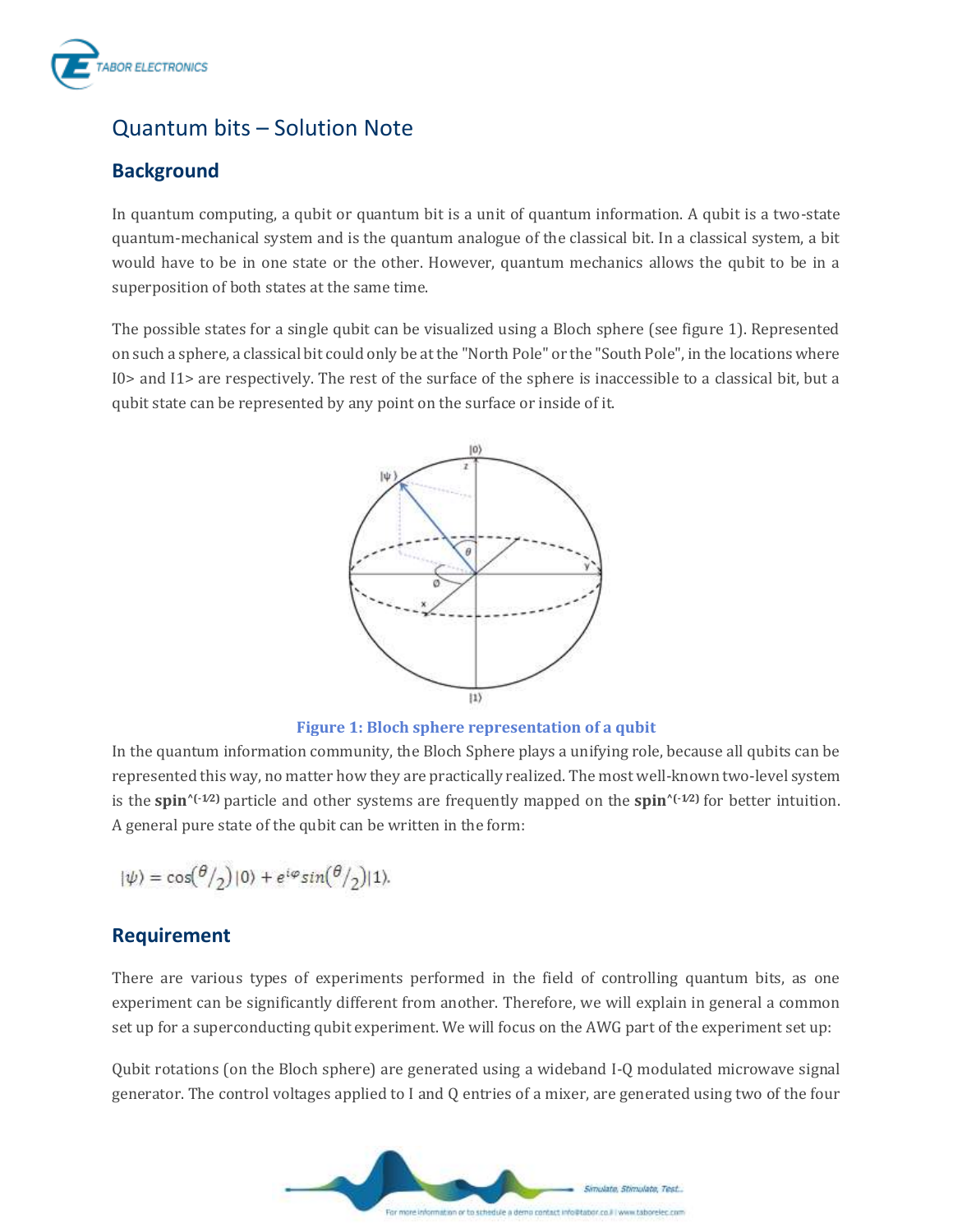# Quantum bits – Solution Note

## Background

In quantum computing, a qubit or quantum bit is a unit of quantum information. A qubit is a two-state quantum-mechanical system and is the quantum analogue of the classical bit. In a classical system, a bit would have to be in one state or the other. However, quantum mechanics allows the qubit to be in a superposition of both states at the same time.

The possible states for a single qubit can be visualized using a Bloch sphere (see figure 1). Represented on such a sphere, a classical bit could only be at the "North Pole" or the "South Pole", in the locations where I0> and I1> are respectively. The rest of the surface of the sphere is inaccessible to a classical bit, but a qubit state can be represented by any point on the surface or inside of it.

**Figure 1: Bloch sphere representation of a qubit**

In the quantum information community, the Bloch Sphere plays a unifying role, because all qubits can be represented this way, no matter how they are practically realized. The most well-known two-level system is the **spin**^(-1/2) particle and other systems are frequently mapped on the **spin**^(-1/2) for better intuition. A general pure state of the qubit can be written in the form:

$$|\psi\rangle = \cos\left(\theta/2\right)|0\rangle + e^{i\varphi} sin\left(\theta/2\right)|1\rangle.$$

## Requirement

There are various types of experiments performed in the field of controlling quantum bits, as one experiment can be significantly different from another. Therefore, we will explain in general a common set up for a superconducting qubit experiment. We will focus on the AWG part of the experiment set up:

Qubit rotations (on the Bloch sphere) are generated using a wideband I-Q modulated microwave signal generator. The control voltages applied to I and Q entries of a mixer, are generated using two of the four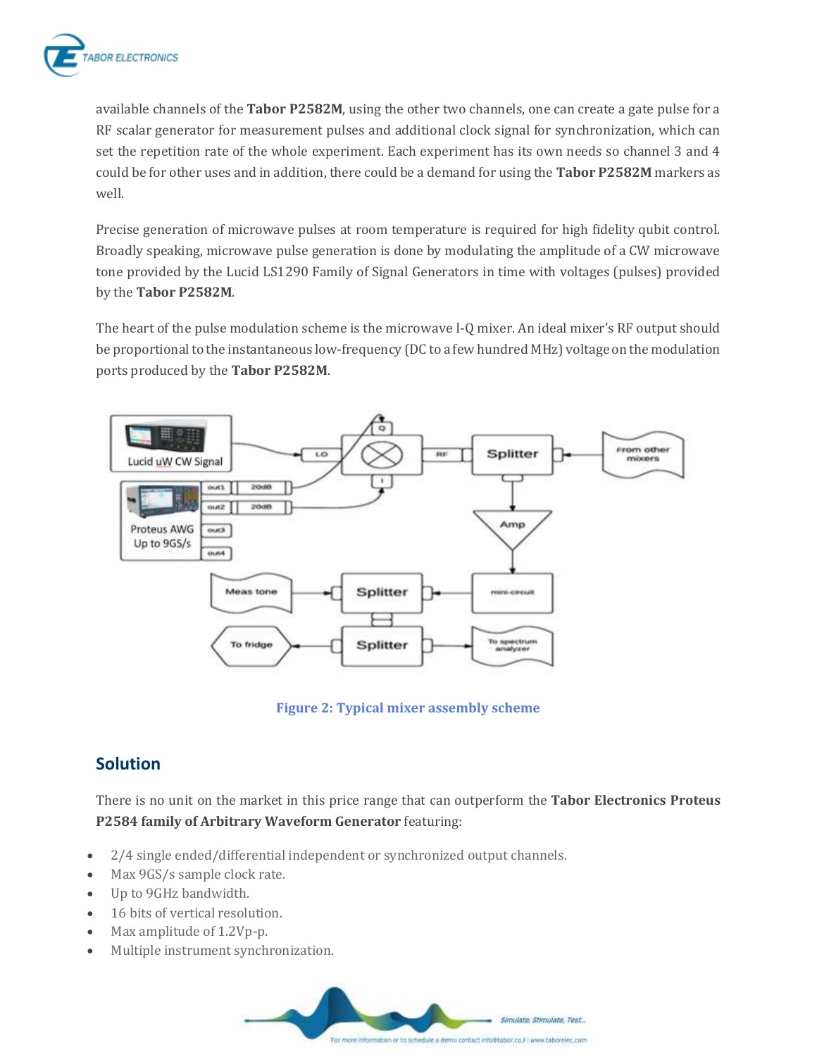available channels of the **Tabor P2582M**, using the other two channels, one can create a gate pulse for a RF scalar generator for measurement pulses and additional clock signal for synchronization, which can set the repetition rate of the whole experiment. Each experiment has its own needs so channel 3 and 4 could be for other uses and in addition, there could be a demand for using the **Tabor P2582M** markers as well.

Precise generation of microwave pulses at room temperature is required for high fidelity qubit control. Broadly speaking, microwave pulse generation is done by modulating the amplitude of a CW microwave tone provided by the Lucid LS1290 Family of Signal Generators in time with voltages (pulses) provided by the **Tabor P2582M**.

The heart of the pulse modulation scheme is the microwave I-Q mixer. An ideal mixer's RF output should be proportional to the instantaneous low-frequency (DC to a few hundred MHz) voltage on the modulation ports produced by the **Tabor P2582M**.

**Figure 2: Typical mixer assembly scheme**

## Solution

There is no unit on the market in this price range that can outperform the **Tabor Electronics Proteus P2584 family of Arbitrary Waveform Generator** featuring:

- 2/4 single ended/differential independent or synchronized output channels.
- Max 9GS/s sample clock rate.
- Up to 9GHz bandwidth.
- 16 bits of vertical resolution.
- Max amplitude of 1.2Vp-p.
- Multiple instrument synchronization.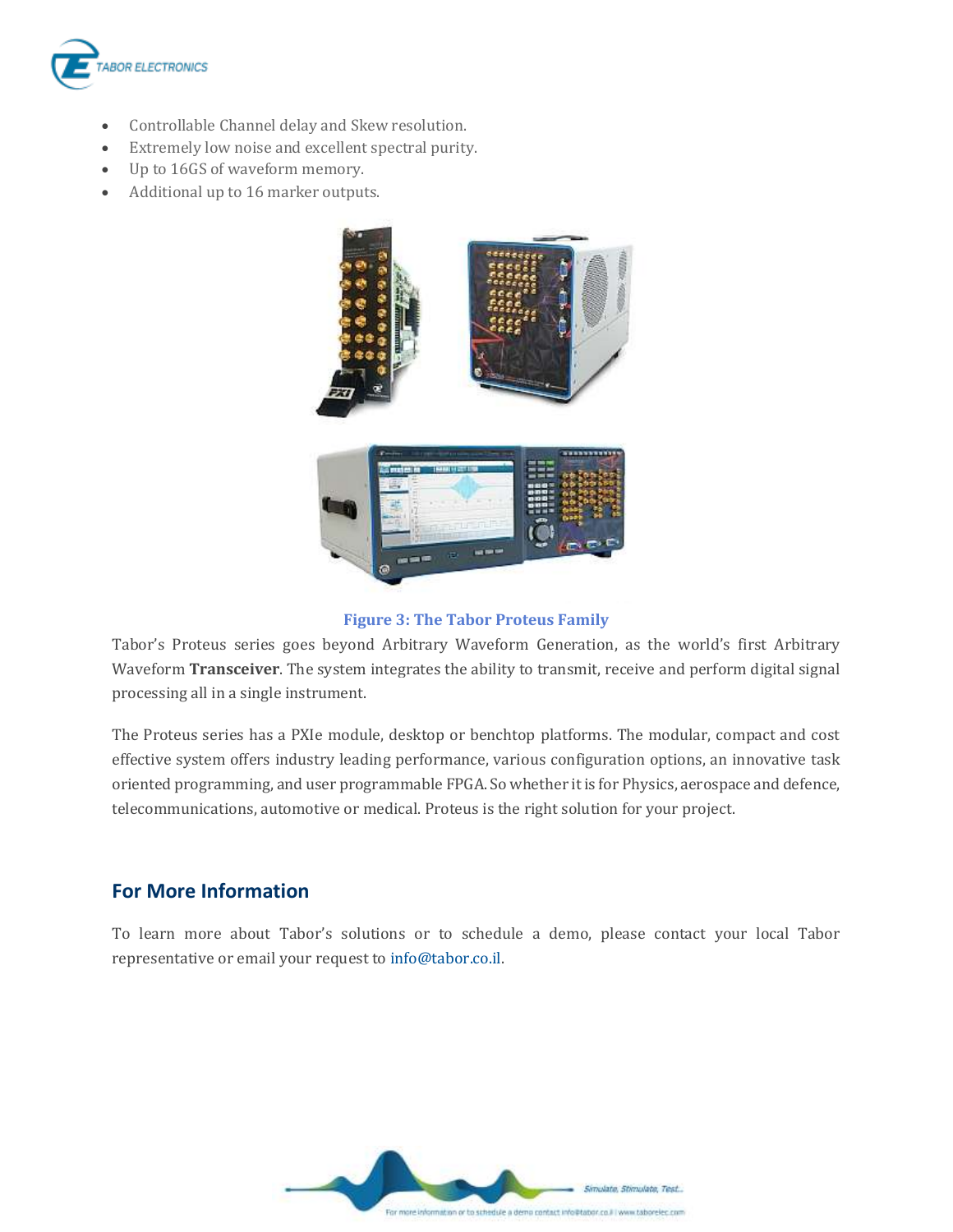- Controllable Channel delay and Skew resolution.
- Extremely low noise and excellent spectral purity.
- Up to 16GS of waveform memory.
- Additional up to 16 marker outputs.

**Figure 3: The Tabor Proteus Family**

Tabor's Proteus series goes beyond Arbitrary Waveform Generation, as the world's first Arbitrary Waveform **Transceiver**. The system integrates the ability to transmit, receive and perform digital signal processing all in a single instrument.

The Proteus series has a PXIe module, desktop or benchtop platforms. The modular, compact and cost effective system offers industry leading performance, various configuration options, an innovative task oriented programming, and user programmable FPGA. So whether it is for Physics, aerospace and defence, telecommunications, automotive or medical. Proteus is the right solution for your project.

## For More Information

To learn more about Tabor's solutions or to schedule a demo, please contact your local Tabor representative or email your request to info@tabor.co.il.